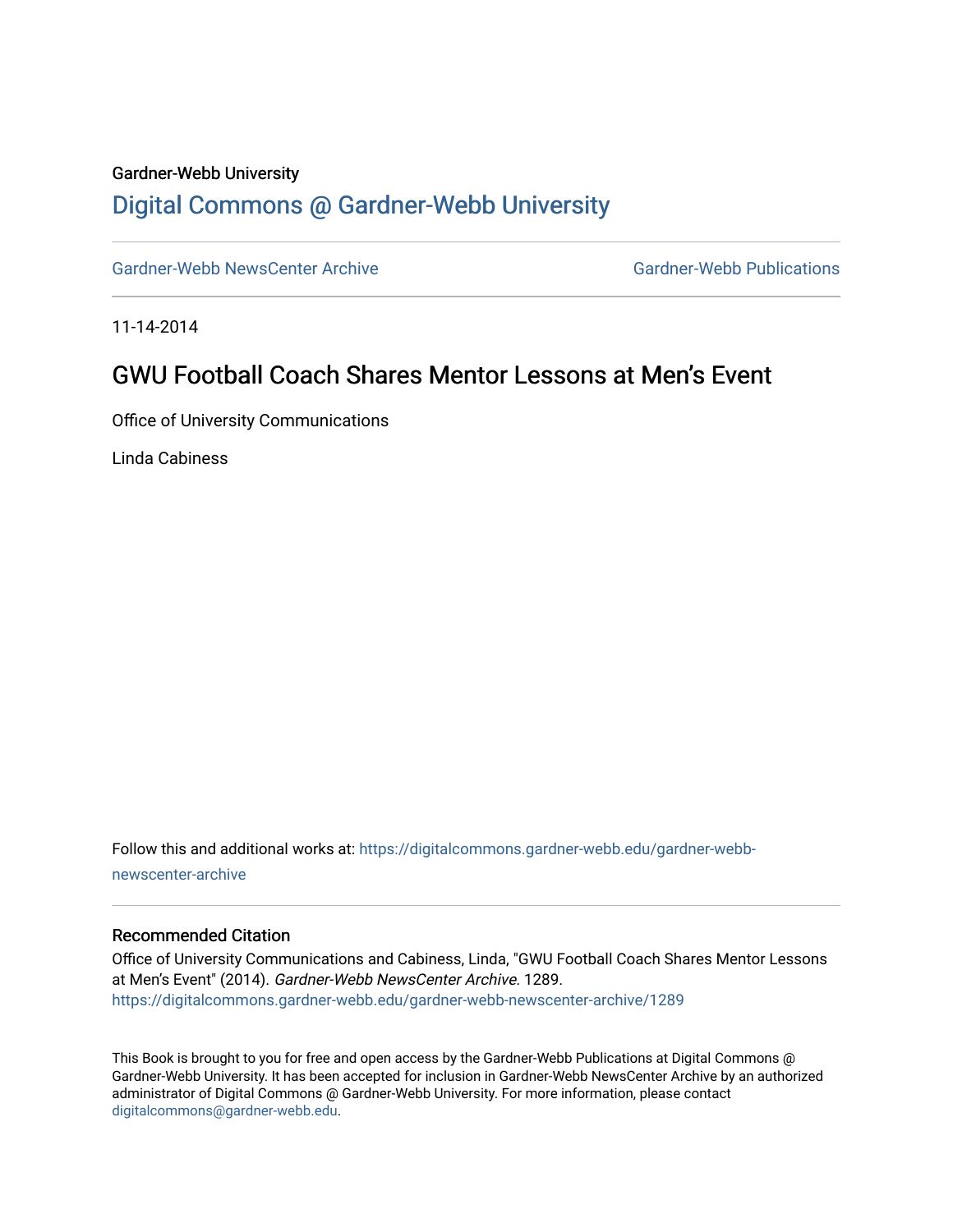Gardner-Webb University

# Digital Commons @ Gardner-Webb University

Gardner-Webb NewsCenter Archive

Gardner-Webb Publications

11-14-2014

## GWU Football Coach Shares Mentor Lessons at Men's Event

Office of University Communications

Linda Cabiness

Follow this and additional works at: https://digitalcommons.gardner-webb.edu/gardner-webb-newscenter-archive

### Recommended Citation

Office of University Communications and Cabiness, Linda, "GWU Football Coach Shares Mentor Lessons at Men's Event" (2014). *Gardner-Webb NewsCenter Archive*. 1289.
https://digitalcommons.gardner-webb.edu/gardner-webb-newscenter-archive/1289

This Book is brought to you for free and open access by the Gardner-Webb Publications at Digital Commons @ Gardner-Webb University. It has been accepted for inclusion in Gardner-Webb NewsCenter Archive by an authorized administrator of Digital Commons @ Gardner-Webb University. For more information, please contact digitalcommons@gardner-webb.edu.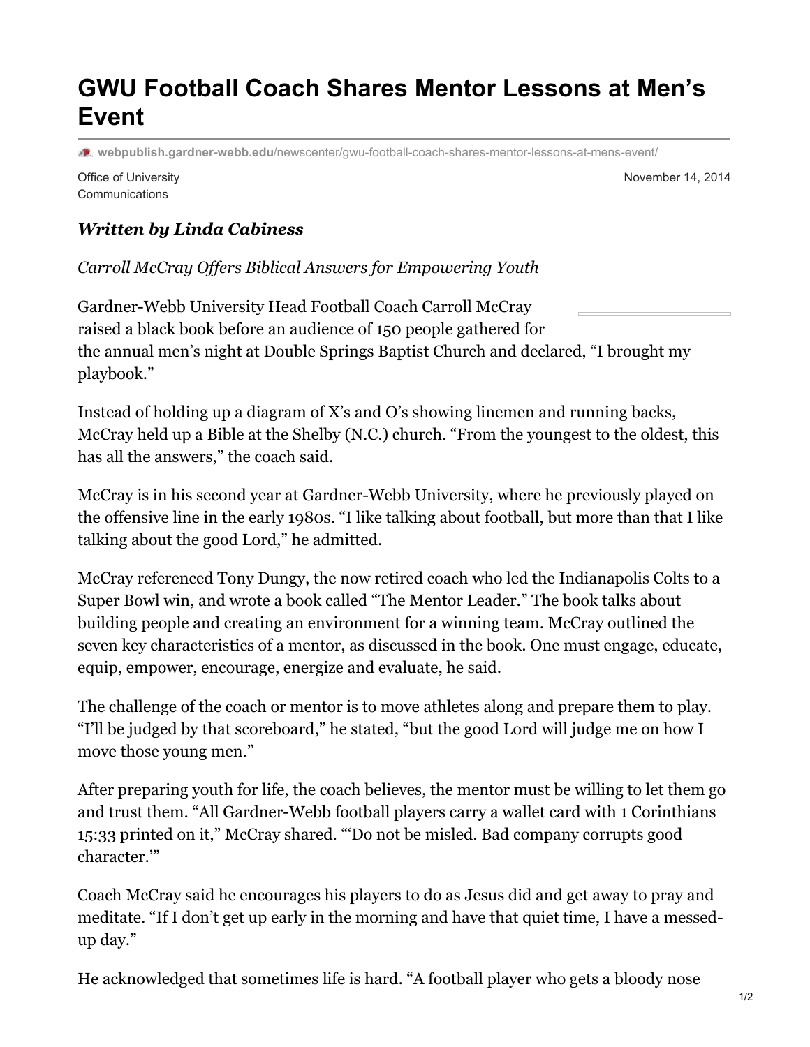# GWU Football Coach Shares Mentor Lessons at Men's Event

webpublish.gardner-webb.edu/newscenter/gwu-football-coach-shares-mentor-lessons-at-mens-event/

Office of University Communications

November 14, 2014

***Written by Linda Cabiness***

*Carroll McCray Offers Biblical Answers for Empowering Youth*

Gardner-Webb University Head Football Coach Carroll McCray raised a black book before an audience of 150 people gathered for the annual men's night at Double Springs Baptist Church and declared, "I brought my playbook."

Instead of holding up a diagram of X's and O's showing linemen and running backs, McCray held up a Bible at the Shelby (N.C.) church. "From the youngest to the oldest, this has all the answers," the coach said.

McCray is in his second year at Gardner-Webb University, where he previously played on the offensive line in the early 1980s. "I like talking about football, but more than that I like talking about the good Lord," he admitted.

McCray referenced Tony Dungy, the now retired coach who led the Indianapolis Colts to a Super Bowl win, and wrote a book called "The Mentor Leader." The book talks about building people and creating an environment for a winning team. McCray outlined the seven key characteristics of a mentor, as discussed in the book. One must engage, educate, equip, empower, encourage, energize and evaluate, he said.

The challenge of the coach or mentor is to move athletes along and prepare them to play. "I'll be judged by that scoreboard," he stated, "but the good Lord will judge me on how I move those young men."

After preparing youth for life, the coach believes, the mentor must be willing to let them go and trust them. "All Gardner-Webb football players carry a wallet card with 1 Corinthians 15:33 printed on it," McCray shared. "'Do not be misled. Bad company corrupts good character.'"

Coach McCray said he encourages his players to do as Jesus did and get away to pray and meditate. "If I don't get up early in the morning and have that quiet time, I have a messed-up day."

He acknowledged that sometimes life is hard. "A football player who gets a bloody nose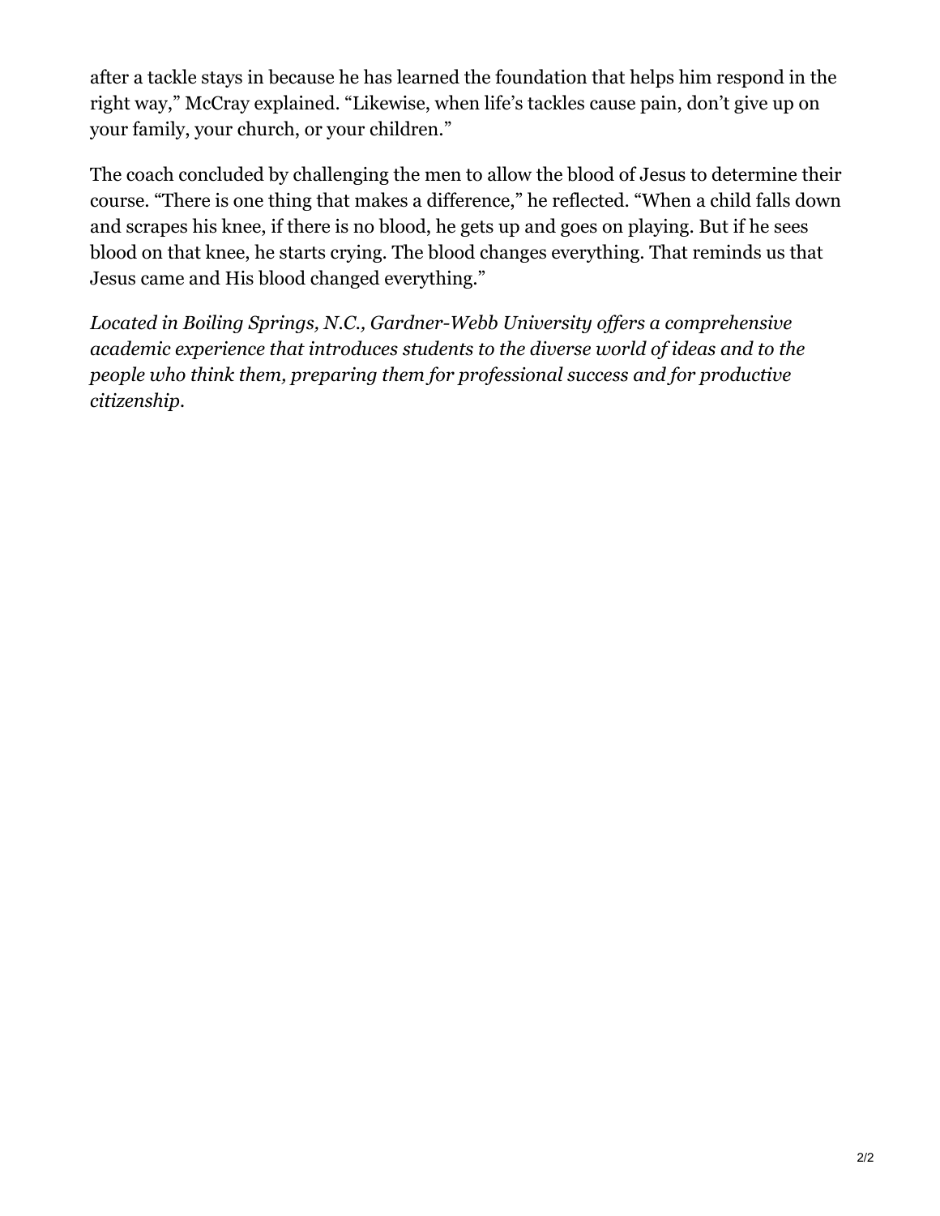after a tackle stays in because he has learned the foundation that helps him respond in the right way," McCray explained. "Likewise, when life's tackles cause pain, don't give up on your family, your church, or your children."

The coach concluded by challenging the men to allow the blood of Jesus to determine their course. "There is one thing that makes a difference," he reflected. "When a child falls down and scrapes his knee, if there is no blood, he gets up and goes on playing. But if he sees blood on that knee, he starts crying. The blood changes everything. That reminds us that Jesus came and His blood changed everything."

*Located in Boiling Springs, N.C., Gardner-Webb University offers a comprehensive academic experience that introduces students to the diverse world of ideas and to the people who think them, preparing them for professional success and for productive citizenship.*